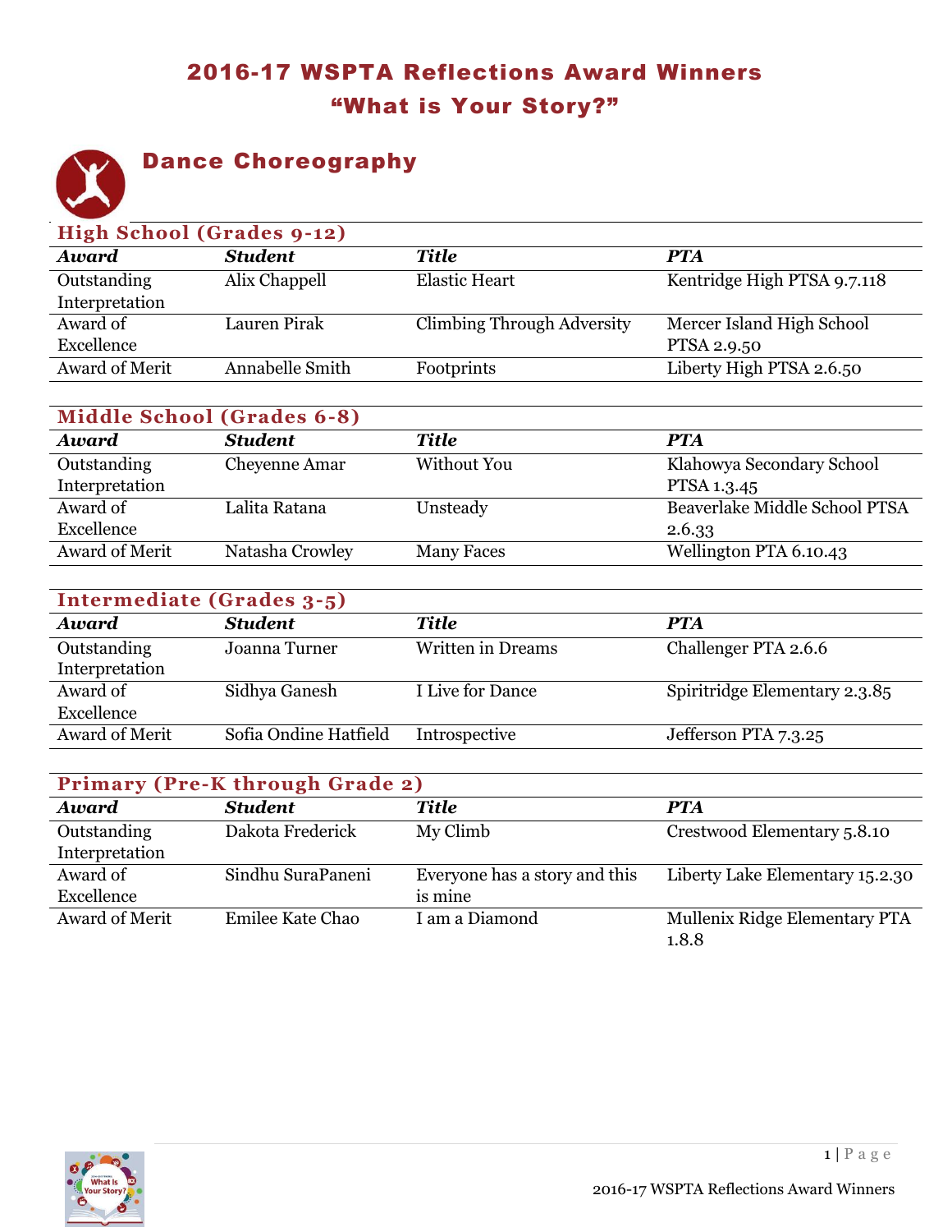# 2016-17 WSPTA Reflections Award Winners
# "What is Your Story?"

## Dance Choreography

### High School (Grades 9-12)

| *Award* | *Student* | *Title* | *PTA* |
|---|---|---|---|
| Outstanding Interpretation | Alix Chappell | Elastic Heart | Kentridge High PTSA 9.7.118 |
| Award of Excellence | Lauren Pirak | Climbing Through Adversity | Mercer Island High School PTSA 2.9.50 |
| Award of Merit | Annabelle Smith | Footprints | Liberty High PTSA 2.6.50 |

### Middle School (Grades 6-8)

| *Award* | *Student* | *Title* | *PTA* |
|---|---|---|---|
| Outstanding Interpretation | Cheyenne Amar | Without You | Klahowya Secondary School PTSA 1.3.45 |
| Award of Excellence | Lalita Ratana | Unsteady | Beaverlake Middle School PTSA 2.6.33 |
| Award of Merit | Natasha Crowley | Many Faces | Wellington PTA 6.10.43 |

### Intermediate (Grades 3-5)

| *Award* | *Student* | *Title* | *PTA* |
|---|---|---|---|
| Outstanding Interpretation | Joanna Turner | Written in Dreams | Challenger PTA 2.6.6 |
| Award of Excellence | Sidhya Ganesh | I Live for Dance | Spiritridge Elementary 2.3.85 |
| Award of Merit | Sofia Ondine Hatfield | Introspective | Jefferson PTA 7.3.25 |

### Primary (Pre-K through Grade 2)

| *Award* | *Student* | *Title* | *PTA* |
|---|---|---|---|
| Outstanding Interpretation | Dakota Frederick | My Climb | Crestwood Elementary 5.8.10 |
| Award of Excellence | Sindhu SuraPaneni | Everyone has a story and this is mine | Liberty Lake Elementary 15.2.30 |
| Award of Merit | Emilee Kate Chao | I am a Diamond | Mullenix Ridge Elementary PTA 1.8.8 |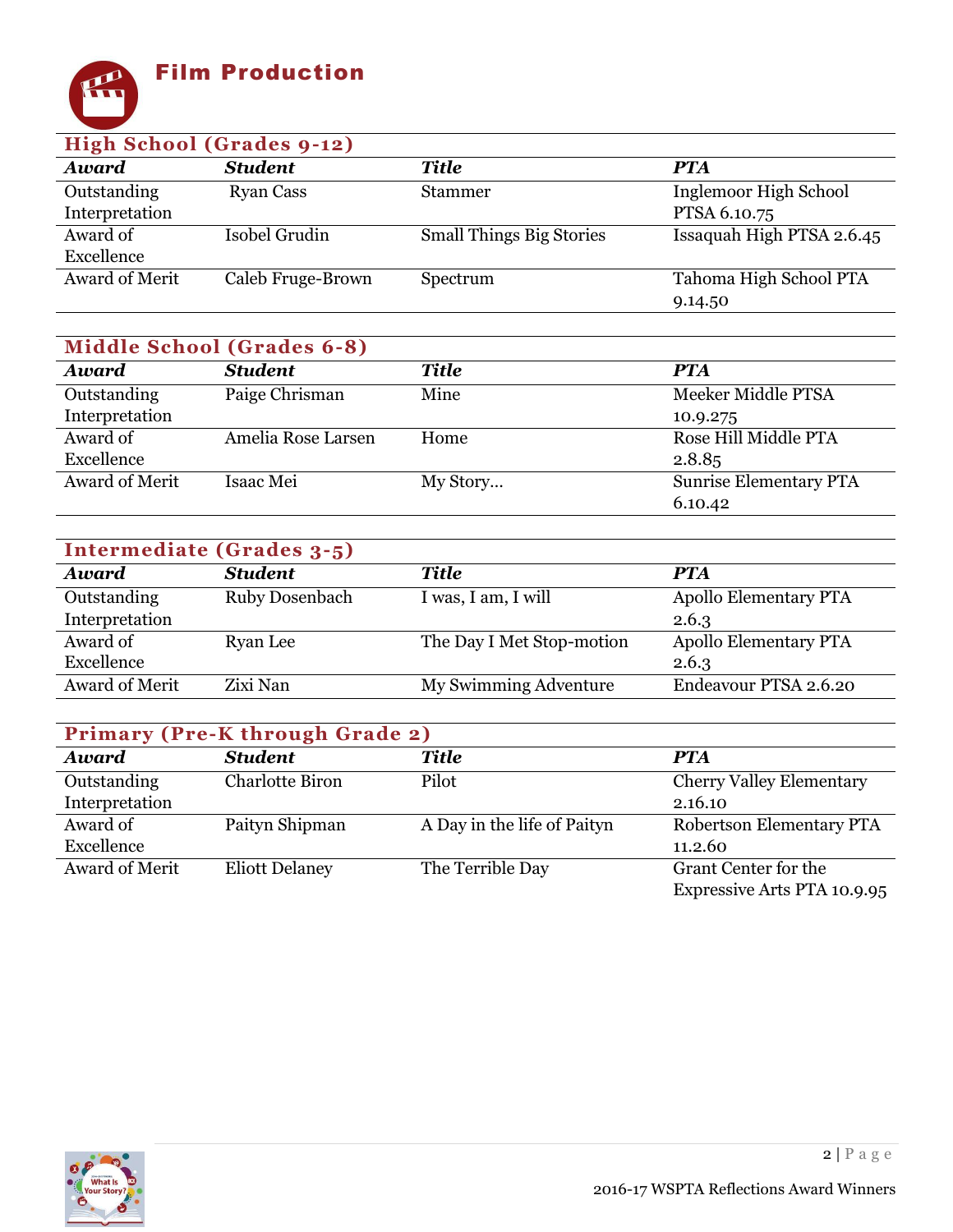# Film Production

## High School (Grades 9-12)

| Award | Student | Title | PTA |
|---|---|---|---|
| Outstanding Interpretation | Ryan Cass | Stammer | Inglemoor High School PTSA 6.10.75 |
| Award of Excellence | Isobel Grudin | Small Things Big Stories | Issaquah High PTSA 2.6.45 |
| Award of Merit | Caleb Fruge-Brown | Spectrum | Tahoma High School PTA 9.14.50 |

## Middle School (Grades 6-8)

| Award | Student | Title | PTA |
|---|---|---|---|
| Outstanding Interpretation | Paige Chrisman | Mine | Meeker Middle PTSA 10.9.275 |
| Award of Excellence | Amelia Rose Larsen | Home | Rose Hill Middle PTA 2.8.85 |
| Award of Merit | Isaac Mei | My Story… | Sunrise Elementary PTA 6.10.42 |

## Intermediate (Grades 3-5)

| Award | Student | Title | PTA |
|---|---|---|---|
| Outstanding Interpretation | Ruby Dosenbach | I was, I am, I will | Apollo Elementary PTA 2.6.3 |
| Award of Excellence | Ryan Lee | The Day I Met Stop-motion | Apollo Elementary PTA 2.6.3 |
| Award of Merit | Zixi Nan | My Swimming Adventure | Endeavour PTSA 2.6.20 |

## Primary (Pre-K through Grade 2)

| Award | Student | Title | PTA |
|---|---|---|---|
| Outstanding Interpretation | Charlotte Biron | Pilot | Cherry Valley Elementary 2.16.10 |
| Award of Excellence | Paityn Shipman | A Day in the life of Paityn | Robertson Elementary PTA 11.2.60 |
| Award of Merit | Eliott Delaney | The Terrible Day | Grant Center for the Expressive Arts PTA 10.9.95 |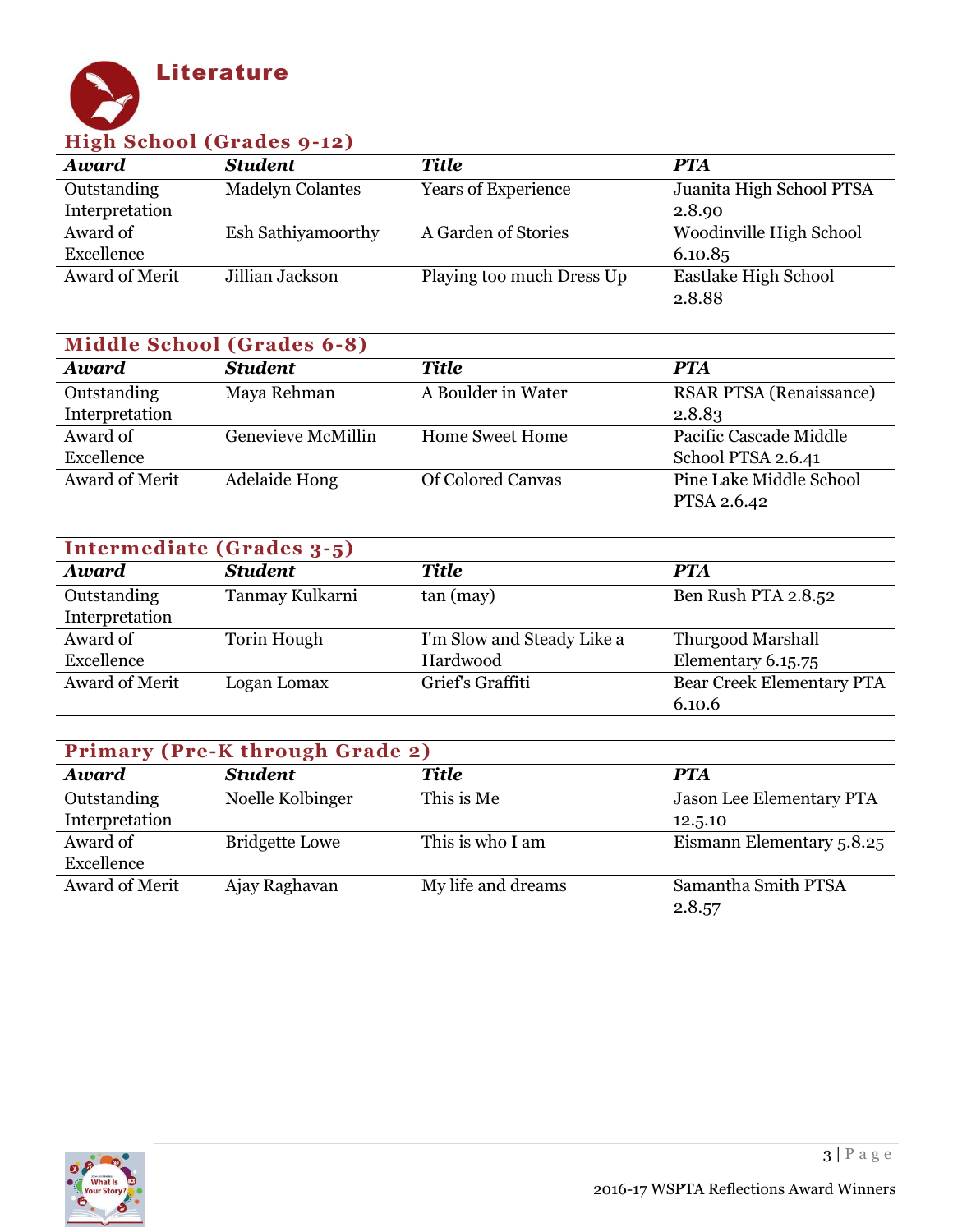# Literature

## High School (Grades 9-12)

| Award | Student | Title | PTA |
| --- | --- | --- | --- |
| Outstanding Interpretation | Madelyn Colantes | Years of Experience | Juanita High School PTSA 2.8.90 |
| Award of Excellence | Esh Sathiyamoorthy | A Garden of Stories | Woodinville High School 6.10.85 |
| Award of Merit | Jillian Jackson | Playing too much Dress Up | Eastlake High School 2.8.88 |

## Middle School (Grades 6-8)

| Award | Student | Title | PTA |
| --- | --- | --- | --- |
| Outstanding Interpretation | Maya Rehman | A Boulder in Water | RSAR PTSA (Renaissance) 2.8.83 |
| Award of Excellence | Genevieve McMillin | Home Sweet Home | Pacific Cascade Middle School PTSA 2.6.41 |
| Award of Merit | Adelaide Hong | Of Colored Canvas | Pine Lake Middle School PTSA 2.6.42 |

## Intermediate (Grades 3-5)

| Award | Student | Title | PTA |
| --- | --- | --- | --- |
| Outstanding Interpretation | Tanmay Kulkarni | tan (may) | Ben Rush PTA 2.8.52 |
| Award of Excellence | Torin Hough | I'm Slow and Steady Like a Hardwood | Thurgood Marshall Elementary 6.15.75 |
| Award of Merit | Logan Lomax | Grief's Graffiti | Bear Creek Elementary PTA 6.10.6 |

## Primary (Pre-K through Grade 2)

| Award | Student | Title | PTA |
| --- | --- | --- | --- |
| Outstanding Interpretation | Noelle Kolbinger | This is Me | Jason Lee Elementary PTA 12.5.10 |
| Award of Excellence | Bridgette Lowe | This is who I am | Eismann Elementary 5.8.25 |
| Award of Merit | Ajay Raghavan | My life and dreams | Samantha Smith PTSA 2.8.57 |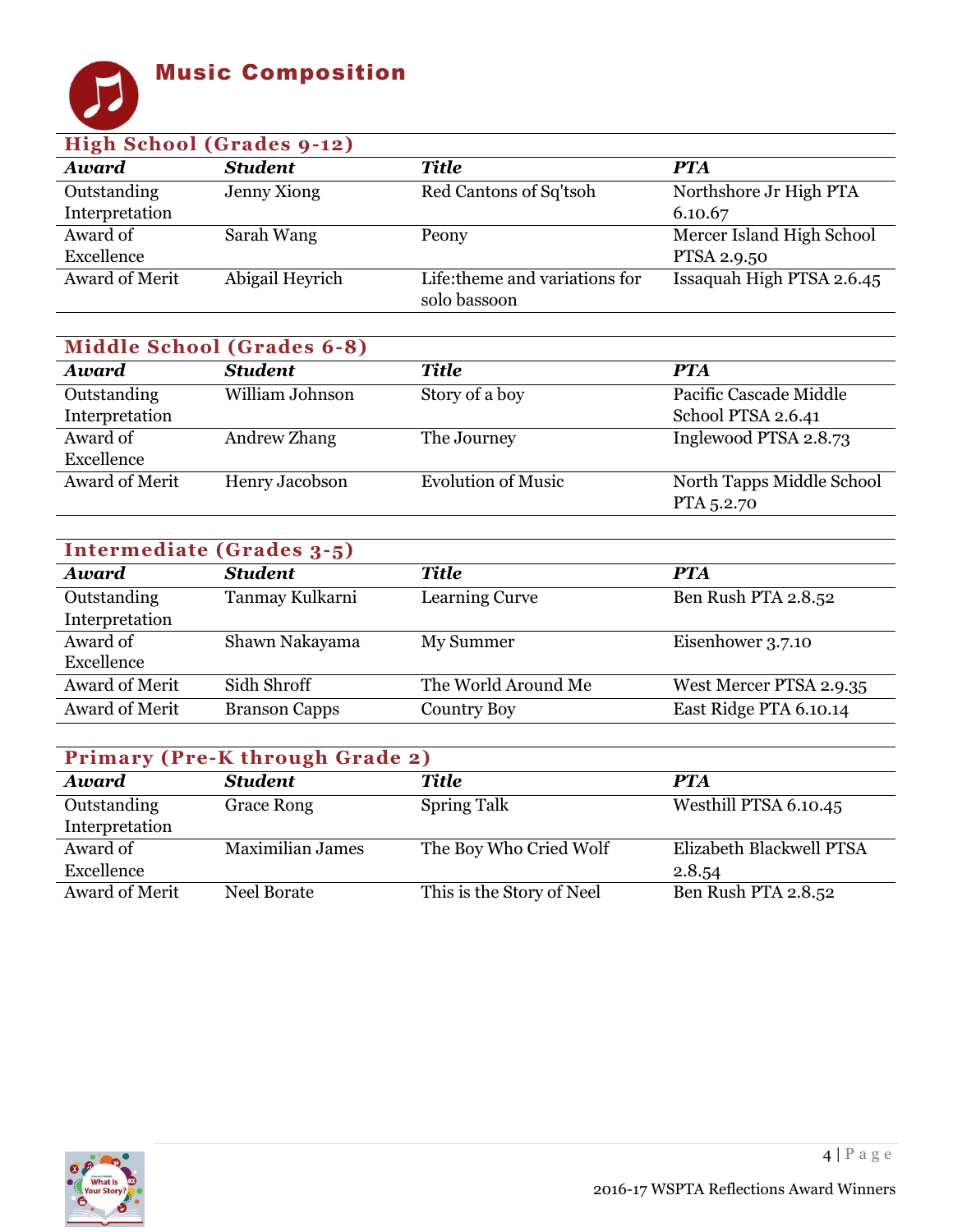# Music Composition

## High School (Grades 9-12)

| Award | Student | Title | PTA |
|---|---|---|---|
| Outstanding Interpretation | Jenny Xiong | Red Cantons of Sq'tsoh | Northshore Jr High PTA 6.10.67 |
| Award of Excellence | Sarah Wang | Peony | Mercer Island High School PTSA 2.9.50 |
| Award of Merit | Abigail Heyrich | Life:theme and variations for solo bassoon | Issaquah High PTSA 2.6.45 |

## Middle School (Grades 6-8)

| Award | Student | Title | PTA |
|---|---|---|---|
| Outstanding Interpretation | William Johnson | Story of a boy | Pacific Cascade Middle School PTSA 2.6.41 |
| Award of Excellence | Andrew Zhang | The Journey | Inglewood PTSA 2.8.73 |
| Award of Merit | Henry Jacobson | Evolution of Music | North Tapps Middle School PTA 5.2.70 |

## Intermediate (Grades 3-5)

| Award | Student | Title | PTA |
|---|---|---|---|
| Outstanding Interpretation | Tanmay Kulkarni | Learning Curve | Ben Rush PTA 2.8.52 |
| Award of Excellence | Shawn Nakayama | My Summer | Eisenhower 3.7.10 |
| Award of Merit | Sidh Shroff | The World Around Me | West Mercer PTSA 2.9.35 |
| Award of Merit | Branson Capps | Country Boy | East Ridge PTA 6.10.14 |

## Primary (Pre-K through Grade 2)

| Award | Student | Title | PTA |
|---|---|---|---|
| Outstanding Interpretation | Grace Rong | Spring Talk | Westhill PTSA 6.10.45 |
| Award of Excellence | Maximilian James | The Boy Who Cried Wolf | Elizabeth Blackwell PTSA 2.8.54 |
| Award of Merit | Neel Borate | This is the Story of Neel | Ben Rush PTA 2.8.52 |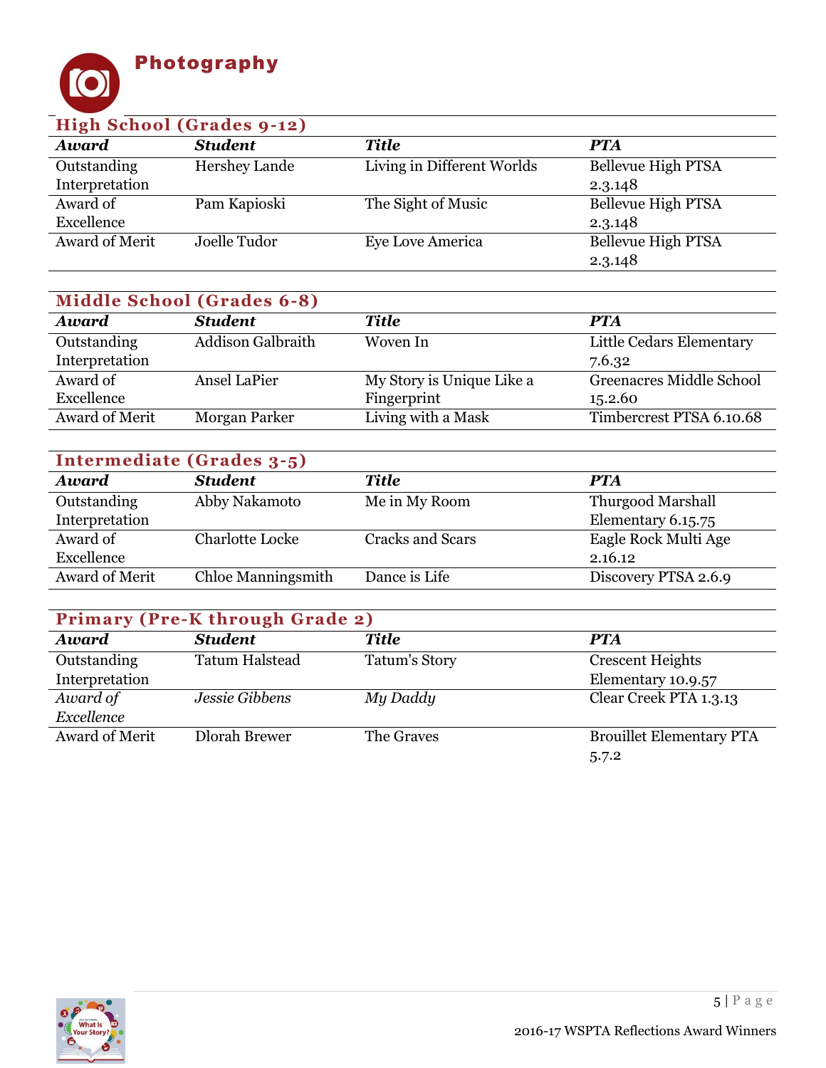# Photography

## High School (Grades 9-12)

| *Award* | *Student* | *Title* | *PTA* |
|---|---|---|---|
| Outstanding Interpretation | Hershey Lande | Living in Different Worlds | Bellevue High PTSA 2.3.148 |
| Award of Excellence | Pam Kapioski | The Sight of Music | Bellevue High PTSA 2.3.148 |
| Award of Merit | Joelle Tudor | Eye Love America | Bellevue High PTSA 2.3.148 |

## Middle School (Grades 6-8)

| *Award* | *Student* | *Title* | *PTA* |
|---|---|---|---|
| Outstanding Interpretation | Addison Galbraith | Woven In | Little Cedars Elementary 7.6.32 |
| Award of Excellence | Ansel LaPier | My Story is Unique Like a Fingerprint | Greenacres Middle School 15.2.60 |
| Award of Merit | Morgan Parker | Living with a Mask | Timbercrest PTSA 6.10.68 |

## Intermediate (Grades 3-5)

| *Award* | *Student* | *Title* | *PTA* |
|---|---|---|---|
| Outstanding Interpretation | Abby Nakamoto | Me in My Room | Thurgood Marshall Elementary 6.15.75 |
| Award of Excellence | Charlotte Locke | Cracks and Scars | Eagle Rock Multi Age 2.16.12 |
| Award of Merit | Chloe Manningsmith | Dance is Life | Discovery PTSA 2.6.9 |

## Primary (Pre-K through Grade 2)

| *Award* | *Student* | *Title* | *PTA* |
|---|---|---|---|
| Outstanding Interpretation | Tatum Halstead | Tatum's Story | Crescent Heights Elementary 10.9.57 |
| *Award of Excellence* | *Jessie Gibbens* | *My Daddy* | Clear Creek PTA 1.3.13 |
| Award of Merit | Dlorah Brewer | The Graves | Brouillet Elementary PTA 5.7.2 |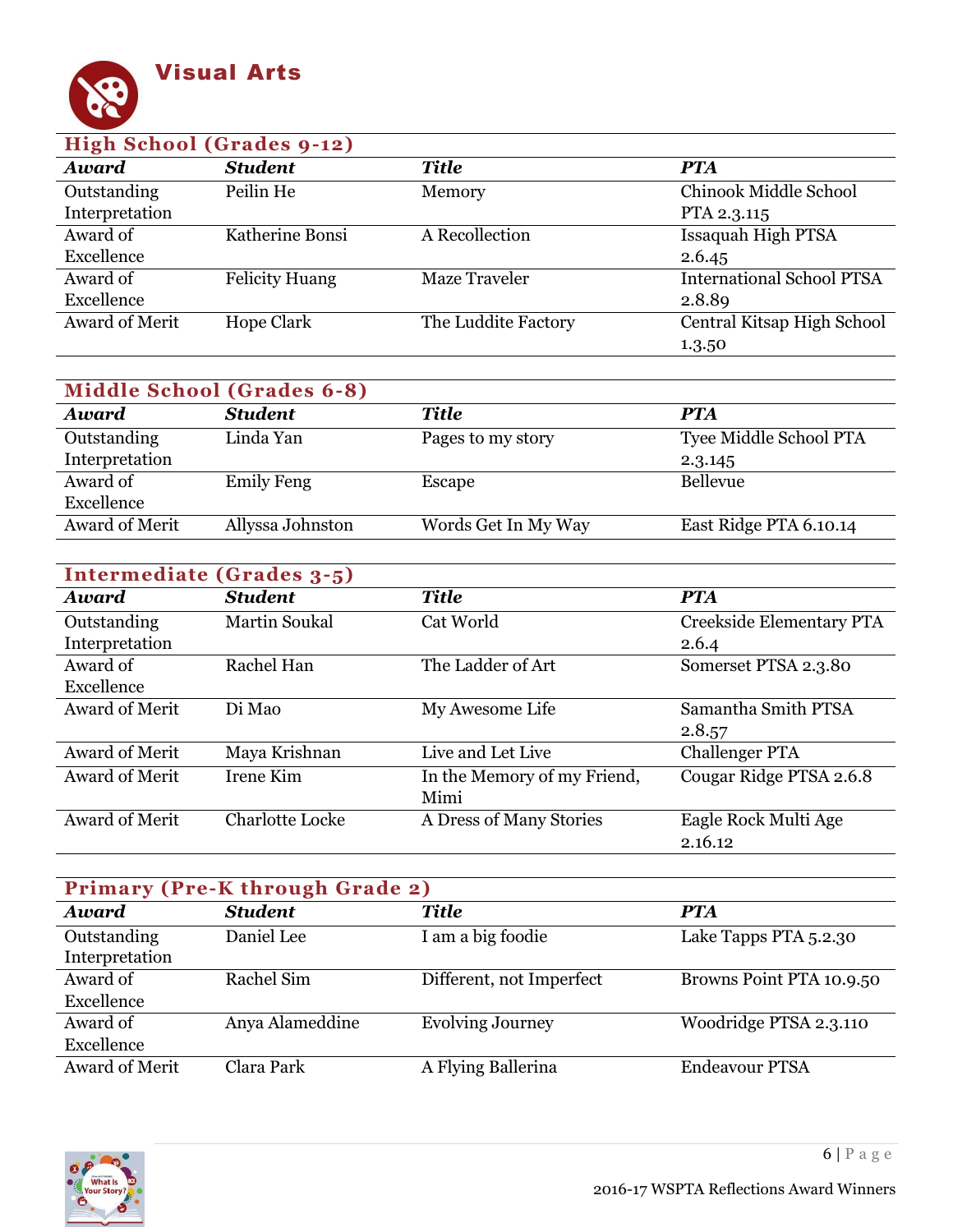# Visual Arts

## High School (Grades 9-12)

| Award | Student | Title | PTA |
|---|---|---|---|
| Outstanding Interpretation | Peilin He | Memory | Chinook Middle School PTA 2.3.115 |
| Award of Excellence | Katherine Bonsi | A Recollection | Issaquah High PTSA 2.6.45 |
| Award of Excellence | Felicity Huang | Maze Traveler | International School PTSA 2.8.89 |
| Award of Merit | Hope Clark | The Luddite Factory | Central Kitsap High School 1.3.50 |

## Middle School (Grades 6-8)

| Award | Student | Title | PTA |
|---|---|---|---|
| Outstanding Interpretation | Linda Yan | Pages to my story | Tyee Middle School PTA 2.3.145 |
| Award of Excellence | Emily Feng | Escape | Bellevue |
| Award of Merit | Allyssa Johnston | Words Get In My Way | East Ridge PTA 6.10.14 |

## Intermediate (Grades 3-5)

| Award | Student | Title | PTA |
|---|---|---|---|
| Outstanding Interpretation | Martin Soukal | Cat World | Creekside Elementary PTA 2.6.4 |
| Award of Excellence | Rachel Han | The Ladder of Art | Somerset PTSA 2.3.80 |
| Award of Merit | Di Mao | My Awesome Life | Samantha Smith PTSA 2.8.57 |
| Award of Merit | Maya Krishnan | Live and Let Live | Challenger PTA |
| Award of Merit | Irene Kim | In the Memory of my Friend, Mimi | Cougar Ridge PTSA 2.6.8 |
| Award of Merit | Charlotte Locke | A Dress of Many Stories | Eagle Rock Multi Age 2.16.12 |

## Primary (Pre-K through Grade 2)

| Award | Student | Title | PTA |
|---|---|---|---|
| Outstanding Interpretation | Daniel Lee | I am a big foodie | Lake Tapps PTA 5.2.30 |
| Award of Excellence | Rachel Sim | Different, not Imperfect | Browns Point PTA 10.9.50 |
| Award of Excellence | Anya Alameddine | Evolving Journey | Woodridge PTSA 2.3.110 |
| Award of Merit | Clara Park | A Flying Ballerina | Endeavour PTSA |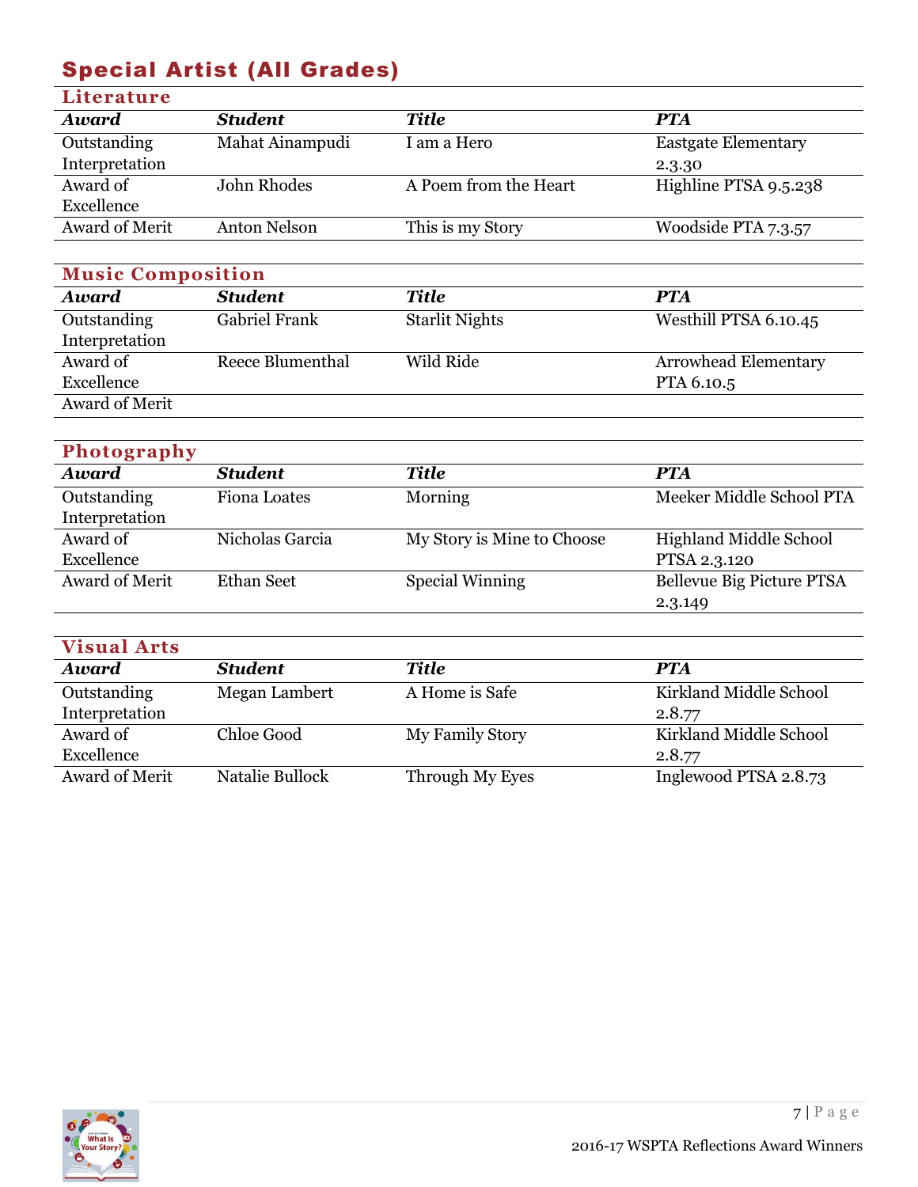# Special Artist (All Grades)

## Literature

| *Award* | *Student* | *Title* | *PTA* |
|---|---|---|---|
| Outstanding Interpretation | Mahat Ainampudi | I am a Hero | Eastgate Elementary 2.3.30 |
| Award of Excellence | John Rhodes | A Poem from the Heart | Highline PTSA 9.5.238 |
| Award of Merit | Anton Nelson | This is my Story | Woodside PTA 7.3.57 |

## Music Composition

| *Award* | *Student* | *Title* | *PTA* |
|---|---|---|---|
| Outstanding Interpretation | Gabriel Frank | Starlit Nights | Westhill PTSA 6.10.45 |
| Award of Excellence | Reece Blumenthal | Wild Ride | Arrowhead Elementary PTA 6.10.5 |
| Award of Merit | | | |

## Photography

| *Award* | *Student* | *Title* | *PTA* |
|---|---|---|---|
| Outstanding Interpretation | Fiona Loates | Morning | Meeker Middle School PTA |
| Award of Excellence | Nicholas Garcia | My Story is Mine to Choose | Highland Middle School PTSA 2.3.120 |
| Award of Merit | Ethan Seet | Special Winning | Bellevue Big Picture PTSA 2.3.149 |

## Visual Arts

| *Award* | *Student* | *Title* | *PTA* |
|---|---|---|---|
| Outstanding Interpretation | Megan Lambert | A Home is Safe | Kirkland Middle School 2.8.77 |
| Award of Excellence | Chloe Good | My Family Story | Kirkland Middle School 2.8.77 |
| Award of Merit | Natalie Bullock | Through My Eyes | Inglewood PTSA 2.8.73 |